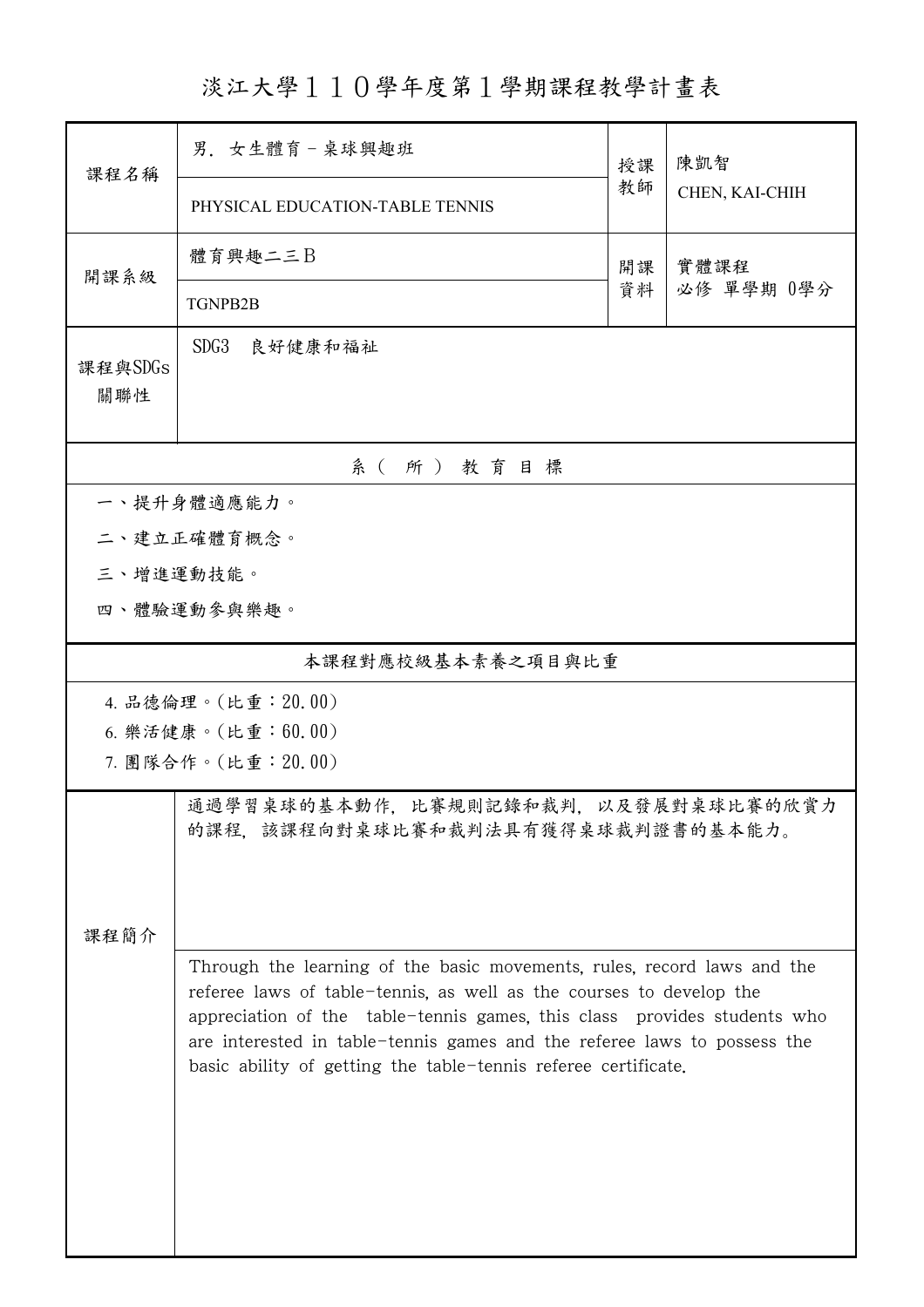# 淡江大學１１０學年度第１學期課程教學計畫表

| 課程名稱 | 男．女生體育－桌球興趣班<br>PHYSICAL EDUCATION-TABLE TENNIS | 授課教師 | 陳凱智<br>CHEN, KAI-CHIH |
|---|---|---|---|
| 開課系級 | 體育興趣二三Ｂ<br>TGNPB2B | 開課資料 | 實體課程<br>必修 單學期 0學分 |
| 課程與SDGs關聯性 | SDG3　良好健康和福祉 | | |

## 系（所）教育目標

一、提升身體適應能力。

二、建立正確體育概念。

三、增進運動技能。

四、體驗運動參與樂趣。

## 本課程對應校級基本素養之項目與比重

4. 品德倫理。(比重：20.00)
6. 樂活健康。(比重：60.00)
7. 團隊合作。(比重：20.00)

## 課程簡介

通過學習桌球的基本動作，比賽規則記錄和裁判，以及發展對桌球比賽的欣賞力的課程，該課程向對桌球比賽和裁判法具有獲得桌球裁判證書的基本能力。

Through the learning of the basic movements, rules, record laws and the referee laws of table-tennis, as well as the courses to develop the appreciation of the table-tennis games, this class provides students who are interested in table-tennis games and the referee laws to possess the basic ability of getting the table-tennis referee certificate.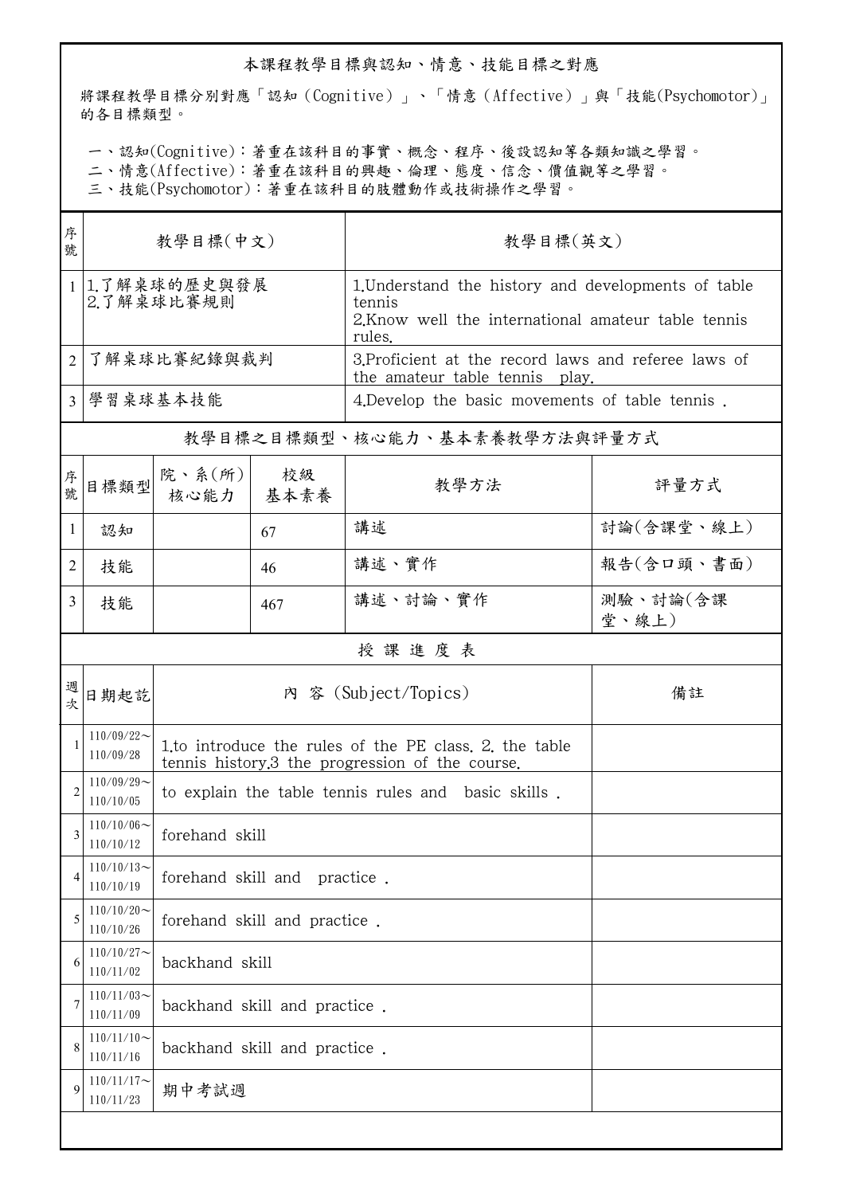## 本課程教學目標與認知、情意、技能目標之對應

將課程教學目標分別對應「認知（Cognitive）」、「情意（Affective）」與「技能(Psychomotor)」的各目標類型。

一、認知(Cognitive)：著重在該科目的事實、概念、程序、後設認知等各類知識之學習。
二、情意(Affective)：著重在該科目的興趣、倫理、態度、信念、價值觀等之學習。
三、技能(Psychomotor)：著重在該科目的肢體動作或技術操作之學習。

| 序號 | 教學目標(中文) | 教學目標(英文) |
|---|---|---|
| 1 | 1.了解桌球的歷史與發展<br>2.了解桌球比賽規則 | 1.Understand the history and developments of table tennis<br>2.Know well the international amateur table tennis rules. |
| 2 | 了解桌球比賽紀錄與裁判 | 3.Proficient at the record laws and referee laws of the amateur table tennis play. |
| 3 | 學習桌球基本技能 | 4.Develop the basic movements of table tennis . |

## 教學目標之目標類型、核心能力、基本素養教學方法與評量方式

| 序號 | 目標類型 | 院、系(所)核心能力 | 校級基本素養 | 教學方法 | 評量方式 |
|---|---|---|---|---|---|
| 1 | 認知 | | 67 | 講述 | 討論(含課堂、線上) |
| 2 | 技能 | | 46 | 講述、實作 | 報告(含口頭、書面) |
| 3 | 技能 | | 467 | 講述、討論、實作 | 測驗、討論(含課堂、線上) |

## 授 課 進 度 表

| 週次 | 日期起訖 | 內 容 (Subject/Topics) | 備註 |
|---|---|---|---|
| 1 | 110/09/22～110/09/28 | 1.to introduce the rules of the PE class. 2. the table tennis history.3 the progression of the course. | |
| 2 | 110/09/29～110/10/05 | to explain the table tennis rules and basic skills . | |
| 3 | 110/10/06～110/10/12 | forehand skill | |
| 4 | 110/10/13～110/10/19 | forehand skill and practice . | |
| 5 | 110/10/20～110/10/26 | forehand skill and practice . | |
| 6 | 110/10/27～110/11/02 | backhand skill | |
| 7 | 110/11/03～110/11/09 | backhand skill and practice . | |
| 8 | 110/11/10～110/11/16 | backhand skill and practice . | |
| 9 | 110/11/17～110/11/23 | 期中考試週 | |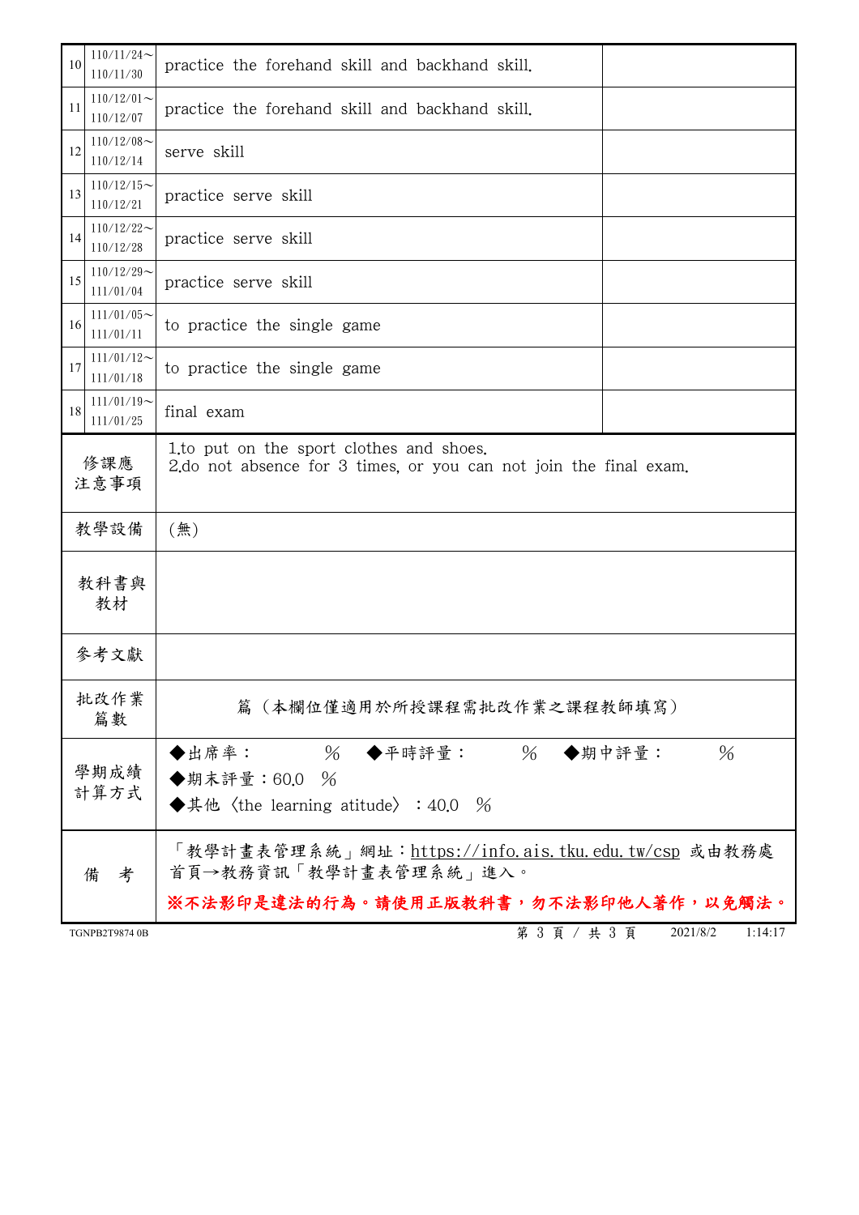| | | | |
|---|---|---|---|
| 10 | 110/11/24～<br>110/11/30 | practice the forehand skill and backhand skill. | |
| 11 | 110/12/01～<br>110/12/07 | practice the forehand skill and backhand skill. | |
| 12 | 110/12/08～<br>110/12/14 | serve skill | |
| 13 | 110/12/15～<br>110/12/21 | practice serve skill | |
| 14 | 110/12/22～<br>110/12/28 | practice serve skill | |
| 15 | 110/12/29～<br>111/01/04 | practice serve skill | |
| 16 | 111/01/05～<br>111/01/11 | to practice the single game | |
| 17 | 111/01/12～<br>111/01/18 | to practice the single game | |
| 18 | 111/01/19～<br>111/01/25 | final exam | |

| | |
|---|---|
| 修課應注意事項 | 1.to put on the sport clothes and shoes.<br>2.do not absence for 3 times, or you can not join the final exam. |
| 教學設備 | (無) |
| 教科書與教材 | |
| 參考文獻 | |
| 批改作業篇數 | 篇（本欄位僅適用於所授課程需批改作業之課程教師填寫） |
| 學期成績計算方式 | ◆出席率： ％ ◆平時評量： ％ ◆期中評量： ％<br>◆期末評量：60.0 ％<br>◆其他〈the learning atitude〉：40.0 ％ |
| 備 考 | 「教學計畫表管理系統」網址：https://info.ais.tku.edu.tw/csp 或由教務處首頁→教務資訊「教學計畫表管理系統」進入。<br>**※不法影印是違法的行為。請使用正版教科書，勿不法影印他人著作，以免觸法。** |

TGNPB2T9874 0B 2021/8/2 1:14:17